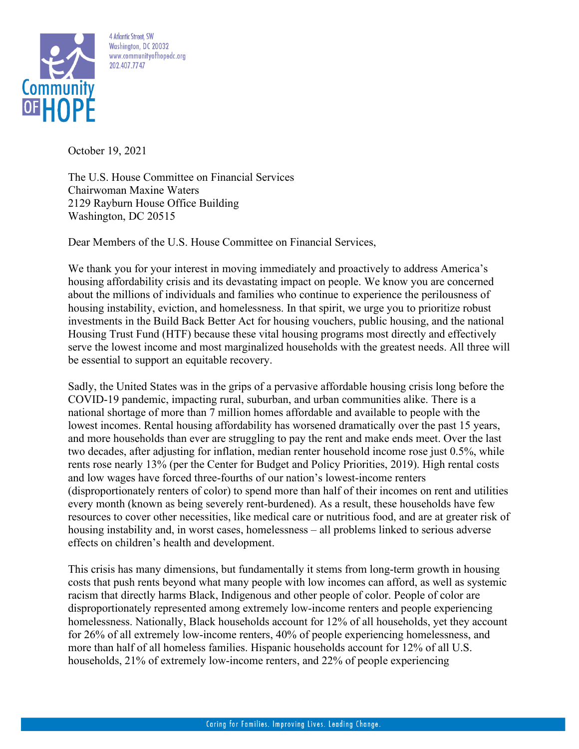Community OF HOPE

4 Atlantic Street, SW
Washington, DC 20032
www.communityofhopedc.org
202.407.7747

October 19, 2021

The U.S. House Committee on Financial Services
Chairwoman Maxine Waters
2129 Rayburn House Office Building
Washington, DC 20515

Dear Members of the U.S. House Committee on Financial Services,

We thank you for your interest in moving immediately and proactively to address America's housing affordability crisis and its devastating impact on people. We know you are concerned about the millions of individuals and families who continue to experience the perilousness of housing instability, eviction, and homelessness. In that spirit, we urge you to prioritize robust investments in the Build Back Better Act for housing vouchers, public housing, and the national Housing Trust Fund (HTF) because these vital housing programs most directly and effectively serve the lowest income and most marginalized households with the greatest needs. All three will be essential to support an equitable recovery.

Sadly, the United States was in the grips of a pervasive affordable housing crisis long before the COVID-19 pandemic, impacting rural, suburban, and urban communities alike. There is a national shortage of more than 7 million homes affordable and available to people with the lowest incomes. Rental housing affordability has worsened dramatically over the past 15 years, and more households than ever are struggling to pay the rent and make ends meet. Over the last two decades, after adjusting for inflation, median renter household income rose just 0.5%, while rents rose nearly 13% (per the Center for Budget and Policy Priorities, 2019). High rental costs and low wages have forced three-fourths of our nation's lowest-income renters (disproportionately renters of color) to spend more than half of their incomes on rent and utilities every month (known as being severely rent-burdened). As a result, these households have few resources to cover other necessities, like medical care or nutritious food, and are at greater risk of housing instability and, in worst cases, homelessness – all problems linked to serious adverse effects on children's health and development.

This crisis has many dimensions, but fundamentally it stems from long-term growth in housing costs that push rents beyond what many people with low incomes can afford, as well as systemic racism that directly harms Black, Indigenous and other people of color. People of color are disproportionately represented among extremely low-income renters and people experiencing homelessness. Nationally, Black households account for 12% of all households, yet they account for 26% of all extremely low-income renters, 40% of people experiencing homelessness, and more than half of all homeless families. Hispanic households account for 12% of all U.S. households, 21% of extremely low-income renters, and 22% of people experiencing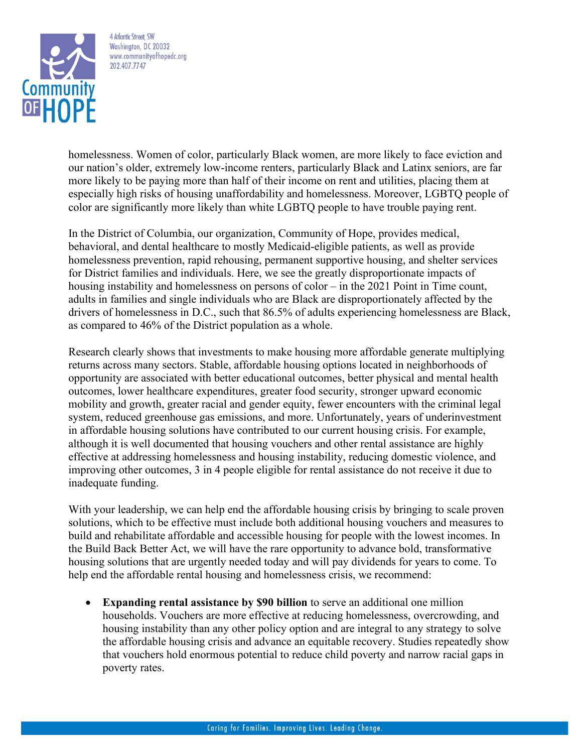homelessness. Women of color, particularly Black women, are more likely to face eviction and our nation's older, extremely low-income renters, particularly Black and Latinx seniors, are far more likely to be paying more than half of their income on rent and utilities, placing them at especially high risks of housing unaffordability and homelessness. Moreover, LGBTQ people of color are significantly more likely than white LGBTQ people to have trouble paying rent.

In the District of Columbia, our organization, Community of Hope, provides medical, behavioral, and dental healthcare to mostly Medicaid-eligible patients, as well as provide homelessness prevention, rapid rehousing, permanent supportive housing, and shelter services for District families and individuals. Here, we see the greatly disproportionate impacts of housing instability and homelessness on persons of color – in the 2021 Point in Time count, adults in families and single individuals who are Black are disproportionately affected by the drivers of homelessness in D.C., such that 86.5% of adults experiencing homelessness are Black, as compared to 46% of the District population as a whole.

Research clearly shows that investments to make housing more affordable generate multiplying returns across many sectors. Stable, affordable housing options located in neighborhoods of opportunity are associated with better educational outcomes, better physical and mental health outcomes, lower healthcare expenditures, greater food security, stronger upward economic mobility and growth, greater racial and gender equity, fewer encounters with the criminal legal system, reduced greenhouse gas emissions, and more. Unfortunately, years of underinvestment in affordable housing solutions have contributed to our current housing crisis. For example, although it is well documented that housing vouchers and other rental assistance are highly effective at addressing homelessness and housing instability, reducing domestic violence, and improving other outcomes, 3 in 4 people eligible for rental assistance do not receive it due to inadequate funding.

With your leadership, we can help end the affordable housing crisis by bringing to scale proven solutions, which to be effective must include both additional housing vouchers and measures to build and rehabilitate affordable and accessible housing for people with the lowest incomes. In the Build Back Better Act, we will have the rare opportunity to advance bold, transformative housing solutions that are urgently needed today and will pay dividends for years to come. To help end the affordable rental housing and homelessness crisis, we recommend:

- **Expanding rental assistance by $90 billion** to serve an additional one million households. Vouchers are more effective at reducing homelessness, overcrowding, and housing instability than any other policy option and are integral to any strategy to solve the affordable housing crisis and advance an equitable recovery. Studies repeatedly show that vouchers hold enormous potential to reduce child poverty and narrow racial gaps in poverty rates.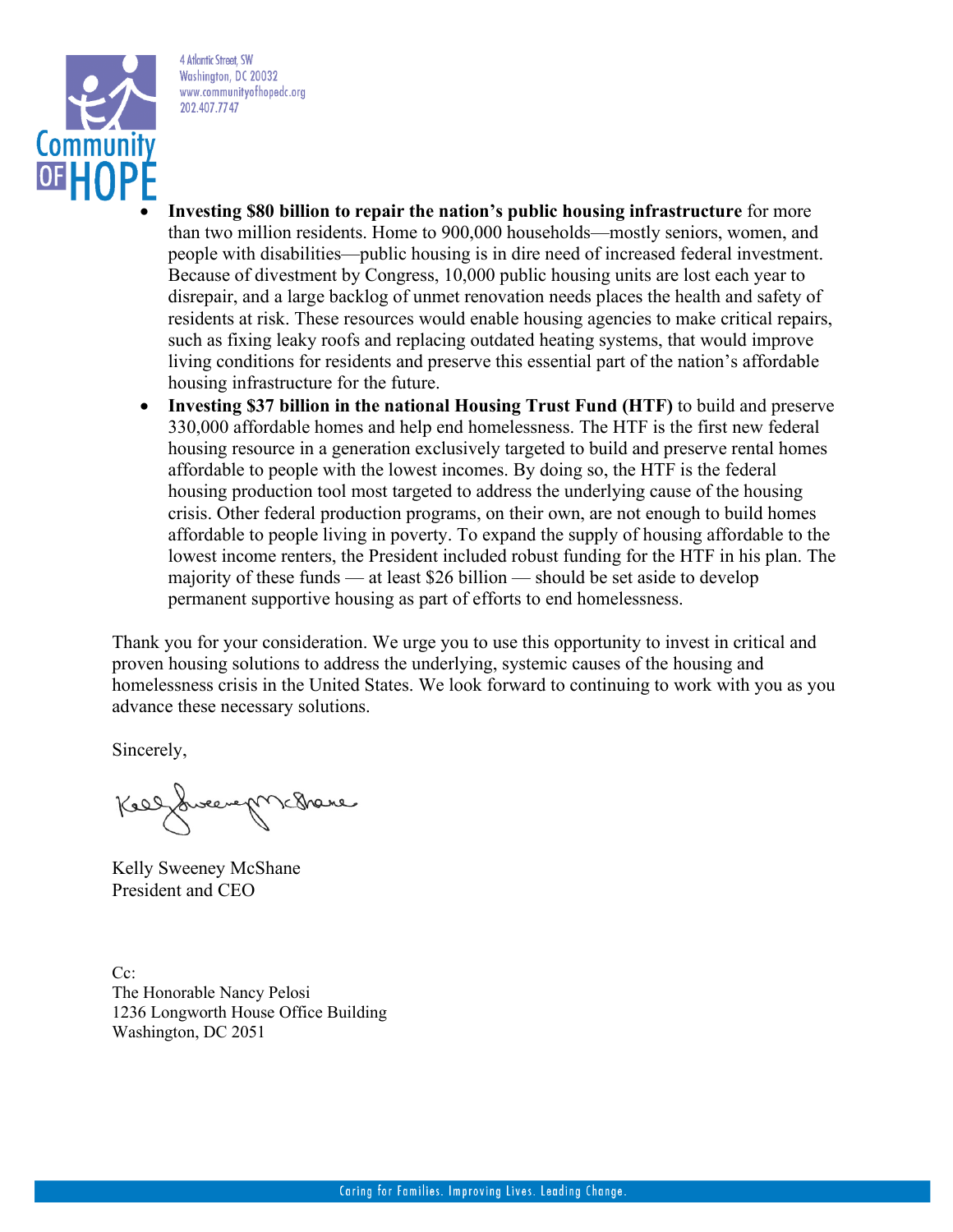- **Investing $80 billion to repair the nation's public housing infrastructure** for more than two million residents. Home to 900,000 households—mostly seniors, women, and people with disabilities—public housing is in dire need of increased federal investment. Because of divestment by Congress, 10,000 public housing units are lost each year to disrepair, and a large backlog of unmet renovation needs places the health and safety of residents at risk. These resources would enable housing agencies to make critical repairs, such as fixing leaky roofs and replacing outdated heating systems, that would improve living conditions for residents and preserve this essential part of the nation's affordable housing infrastructure for the future.
- **Investing $37 billion in the national Housing Trust Fund (HTF)** to build and preserve 330,000 affordable homes and help end homelessness. The HTF is the first new federal housing resource in a generation exclusively targeted to build and preserve rental homes affordable to people with the lowest incomes. By doing so, the HTF is the federal housing production tool most targeted to address the underlying cause of the housing crisis. Other federal production programs, on their own, are not enough to build homes affordable to people living in poverty. To expand the supply of housing affordable to the lowest income renters, the President included robust funding for the HTF in his plan. The majority of these funds — at least $26 billion — should be set aside to develop permanent supportive housing as part of efforts to end homelessness.

Thank you for your consideration. We urge you to use this opportunity to invest in critical and proven housing solutions to address the underlying, systemic causes of the housing and homelessness crisis in the United States. We look forward to continuing to work with you as you advance these necessary solutions.

Sincerely,

Kelly Sweeney McShane
President and CEO

Cc:
The Honorable Nancy Pelosi
1236 Longworth House Office Building
Washington, DC 2051